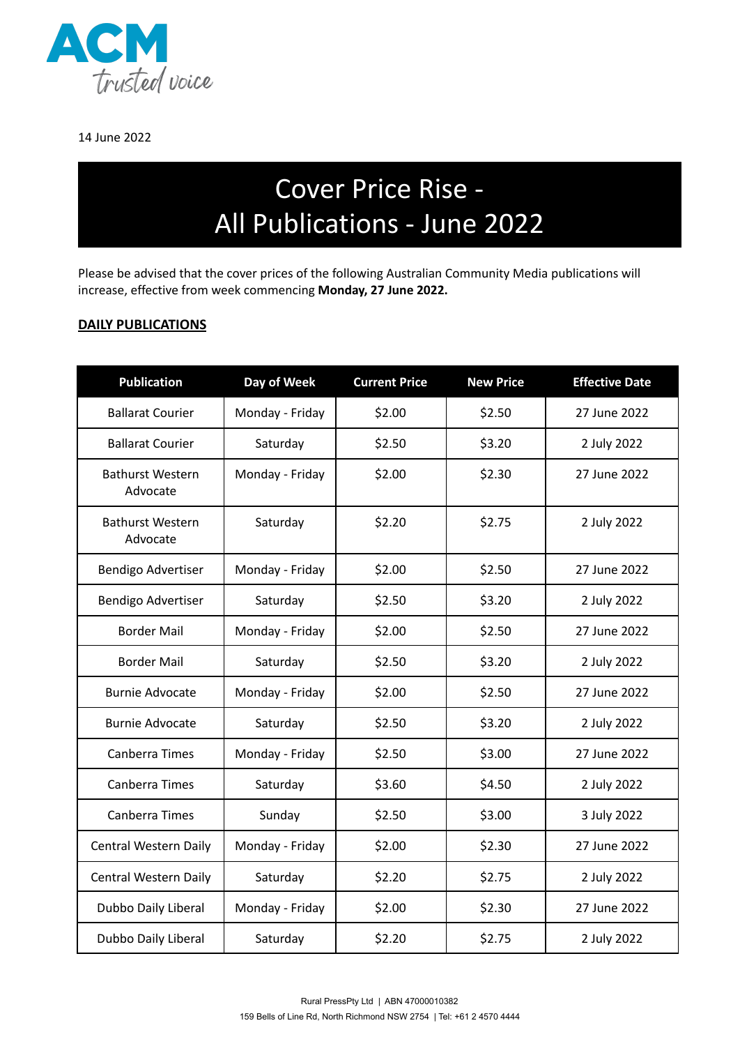14 June 2022

# Cover Price Rise - All Publications - June 2022

Please be advised that the cover prices of the following Australian Community Media publications will increase, effective from week commencing **Monday, 27 June 2022.**

**DAILY PUBLICATIONS**

| Publication | Day of Week | Current Price | New Price | Effective Date |
|---|---|---|---|---|
| Ballarat Courier | Monday - Friday | $2.00 | $2.50 | 27 June 2022 |
| Ballarat Courier | Saturday | $2.50 | $3.20 | 2 July 2022 |
| Bathurst Western Advocate | Monday - Friday | $2.00 | $2.30 | 27 June 2022 |
| Bathurst Western Advocate | Saturday | $2.20 | $2.75 | 2 July 2022 |
| Bendigo Advertiser | Monday - Friday | $2.00 | $2.50 | 27 June 2022 |
| Bendigo Advertiser | Saturday | $2.50 | $3.20 | 2 July 2022 |
| Border Mail | Monday - Friday | $2.00 | $2.50 | 27 June 2022 |
| Border Mail | Saturday | $2.50 | $3.20 | 2 July 2022 |
| Burnie Advocate | Monday - Friday | $2.00 | $2.50 | 27 June 2022 |
| Burnie Advocate | Saturday | $2.50 | $3.20 | 2 July 2022 |
| Canberra Times | Monday - Friday | $2.50 | $3.00 | 27 June 2022 |
| Canberra Times | Saturday | $3.60 | $4.50 | 2 July 2022 |
| Canberra Times | Sunday | $2.50 | $3.00 | 3 July 2022 |
| Central Western Daily | Monday - Friday | $2.00 | $2.30 | 27 June 2022 |
| Central Western Daily | Saturday | $2.20 | $2.75 | 2 July 2022 |
| Dubbo Daily Liberal | Monday - Friday | $2.00 | $2.30 | 27 June 2022 |
| Dubbo Daily Liberal | Saturday | $2.20 | $2.75 | 2 July 2022 |

Rural PressPty Ltd | ABN 47000010382
159 Bells of Line Rd, North Richmond NSW 2754 | Tel: +61 2 4570 4444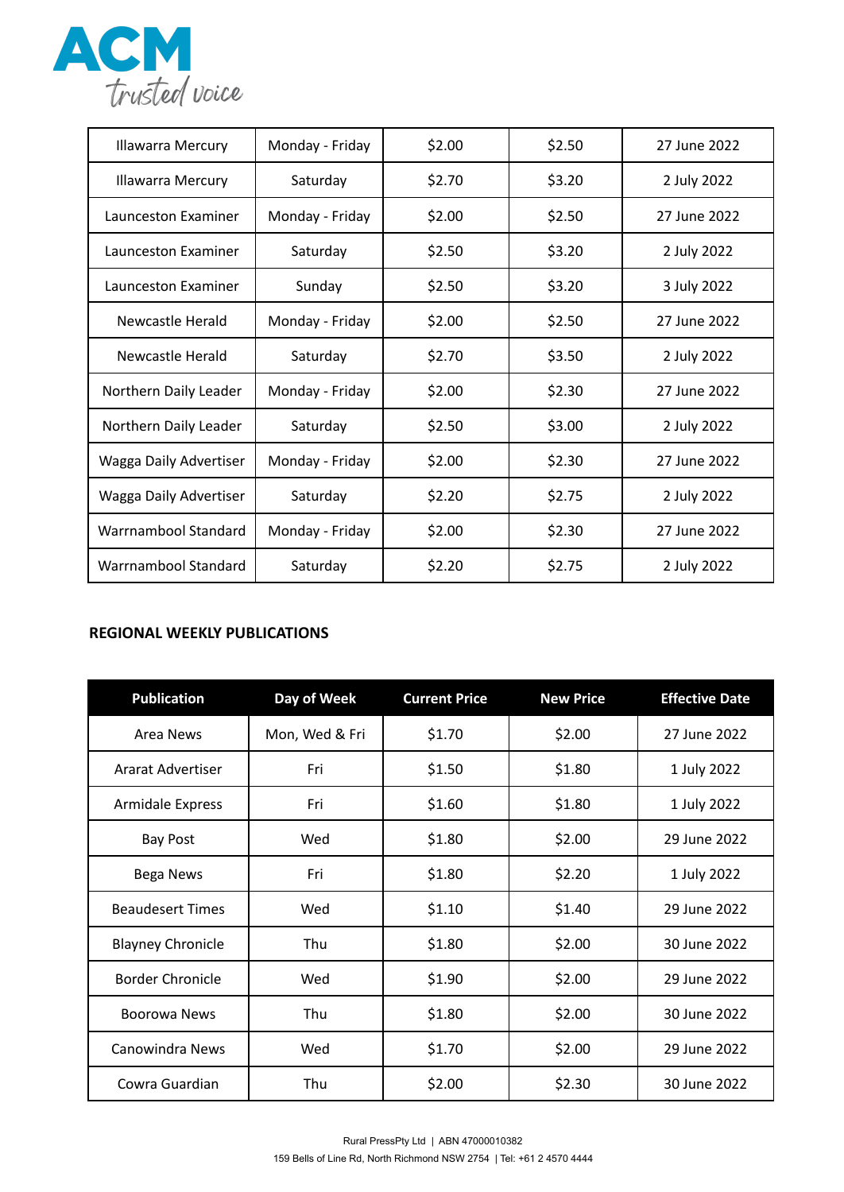| | | | | |
|---|---|---|---|---|
| Illawarra Mercury | Monday - Friday | $2.00 | $2.50 | 27 June 2022 |
| Illawarra Mercury | Saturday | $2.70 | $3.20 | 2 July 2022 |
| Launceston Examiner | Monday - Friday | $2.00 | $2.50 | 27 June 2022 |
| Launceston Examiner | Saturday | $2.50 | $3.20 | 2 July 2022 |
| Launceston Examiner | Sunday | $2.50 | $3.20 | 3 July 2022 |
| Newcastle Herald | Monday - Friday | $2.00 | $2.50 | 27 June 2022 |
| Newcastle Herald | Saturday | $2.70 | $3.50 | 2 July 2022 |
| Northern Daily Leader | Monday - Friday | $2.00 | $2.30 | 27 June 2022 |
| Northern Daily Leader | Saturday | $2.50 | $3.00 | 2 July 2022 |
| Wagga Daily Advertiser | Monday - Friday | $2.00 | $2.30 | 27 June 2022 |
| Wagga Daily Advertiser | Saturday | $2.20 | $2.75 | 2 July 2022 |
| Warrnambool Standard | Monday - Friday | $2.00 | $2.30 | 27 June 2022 |
| Warrnambool Standard | Saturday | $2.20 | $2.75 | 2 July 2022 |

**REGIONAL WEEKLY PUBLICATIONS**

| Publication | Day of Week | Current Price | New Price | Effective Date |
|---|---|---|---|---|
| Area News | Mon, Wed & Fri | $1.70 | $2.00 | 27 June 2022 |
| Ararat Advertiser | Fri | $1.50 | $1.80 | 1 July 2022 |
| Armidale Express | Fri | $1.60 | $1.80 | 1 July 2022 |
| Bay Post | Wed | $1.80 | $2.00 | 29 June 2022 |
| Bega News | Fri | $1.80 | $2.20 | 1 July 2022 |
| Beaudesert Times | Wed | $1.10 | $1.40 | 29 June 2022 |
| Blayney Chronicle | Thu | $1.80 | $2.00 | 30 June 2022 |
| Border Chronicle | Wed | $1.90 | $2.00 | 29 June 2022 |
| Boorowa News | Thu | $1.80 | $2.00 | 30 June 2022 |
| Canowindra News | Wed | $1.70 | $2.00 | 29 June 2022 |
| Cowra Guardian | Thu | $2.00 | $2.30 | 30 June 2022 |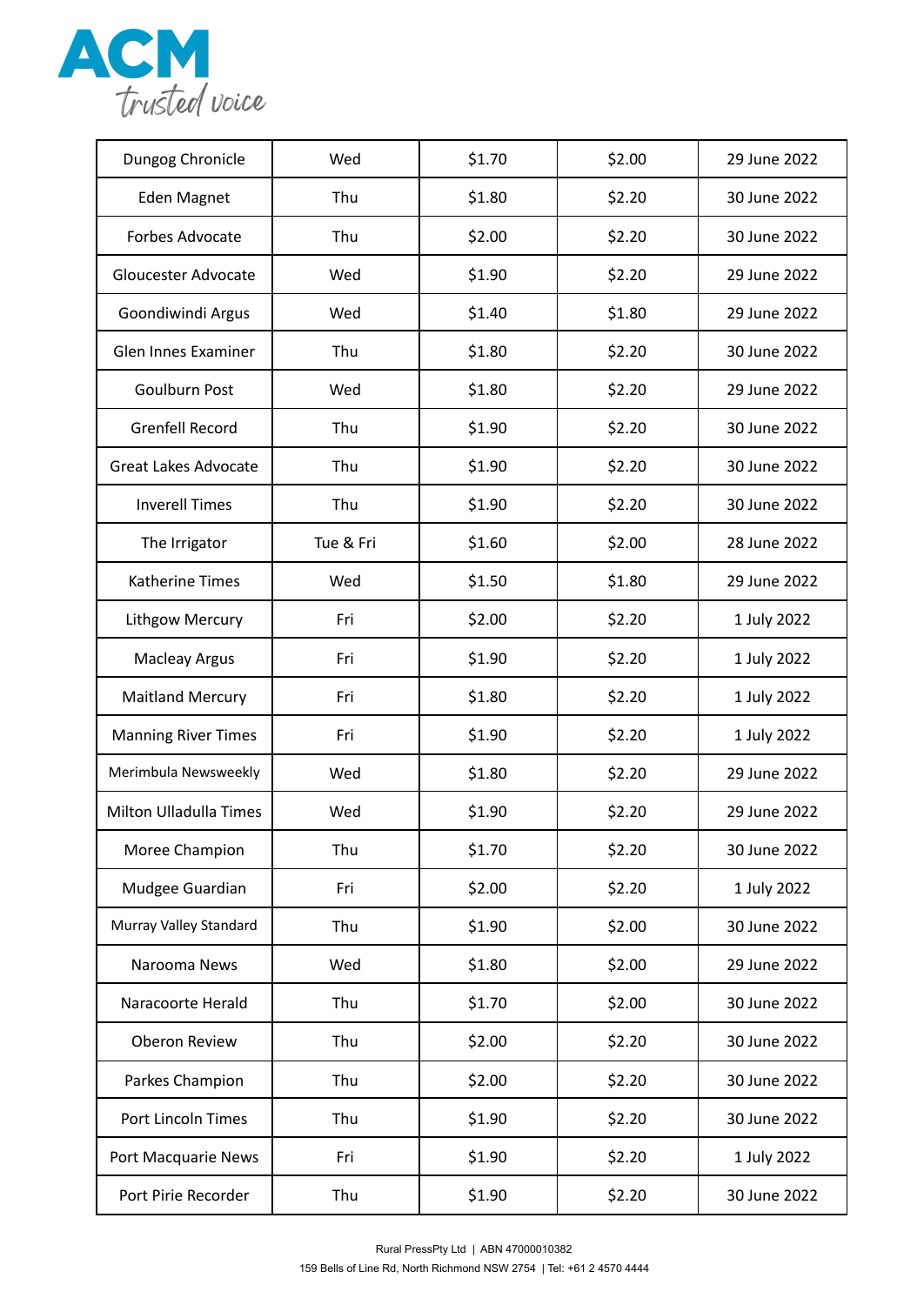| | | | | |
|---|---|---|---|---|
| Dungog Chronicle | Wed | $1.70 | $2.00 | 29 June 2022 |
| Eden Magnet | Thu | $1.80 | $2.20 | 30 June 2022 |
| Forbes Advocate | Thu | $2.00 | $2.20 | 30 June 2022 |
| Gloucester Advocate | Wed | $1.90 | $2.20 | 29 June 2022 |
| Goondiwindi Argus | Wed | $1.40 | $1.80 | 29 June 2022 |
| Glen Innes Examiner | Thu | $1.80 | $2.20 | 30 June 2022 |
| Goulburn Post | Wed | $1.80 | $2.20 | 29 June 2022 |
| Grenfell Record | Thu | $1.90 | $2.20 | 30 June 2022 |
| Great Lakes Advocate | Thu | $1.90 | $2.20 | 30 June 2022 |
| Inverell Times | Thu | $1.90 | $2.20 | 30 June 2022 |
| The Irrigator | Tue & Fri | $1.60 | $2.00 | 28 June 2022 |
| Katherine Times | Wed | $1.50 | $1.80 | 29 June 2022 |
| Lithgow Mercury | Fri | $2.00 | $2.20 | 1 July 2022 |
| Macleay Argus | Fri | $1.90 | $2.20 | 1 July 2022 |
| Maitland Mercury | Fri | $1.80 | $2.20 | 1 July 2022 |
| Manning River Times | Fri | $1.90 | $2.20 | 1 July 2022 |
| Merimbula Newsweekly | Wed | $1.80 | $2.20 | 29 June 2022 |
| Milton Ulladulla Times | Wed | $1.90 | $2.20 | 29 June 2022 |
| Moree Champion | Thu | $1.70 | $2.20 | 30 June 2022 |
| Mudgee Guardian | Fri | $2.00 | $2.20 | 1 July 2022 |
| Murray Valley Standard | Thu | $1.90 | $2.00 | 30 June 2022 |
| Narooma News | Wed | $1.80 | $2.00 | 29 June 2022 |
| Naracoorte Herald | Thu | $1.70 | $2.00 | 30 June 2022 |
| Oberon Review | Thu | $2.00 | $2.20 | 30 June 2022 |
| Parkes Champion | Thu | $2.00 | $2.20 | 30 June 2022 |
| Port Lincoln Times | Thu | $1.90 | $2.20 | 30 June 2022 |
| Port Macquarie News | Fri | $1.90 | $2.20 | 1 July 2022 |
| Port Pirie Recorder | Thu | $1.90 | $2.20 | 30 June 2022 |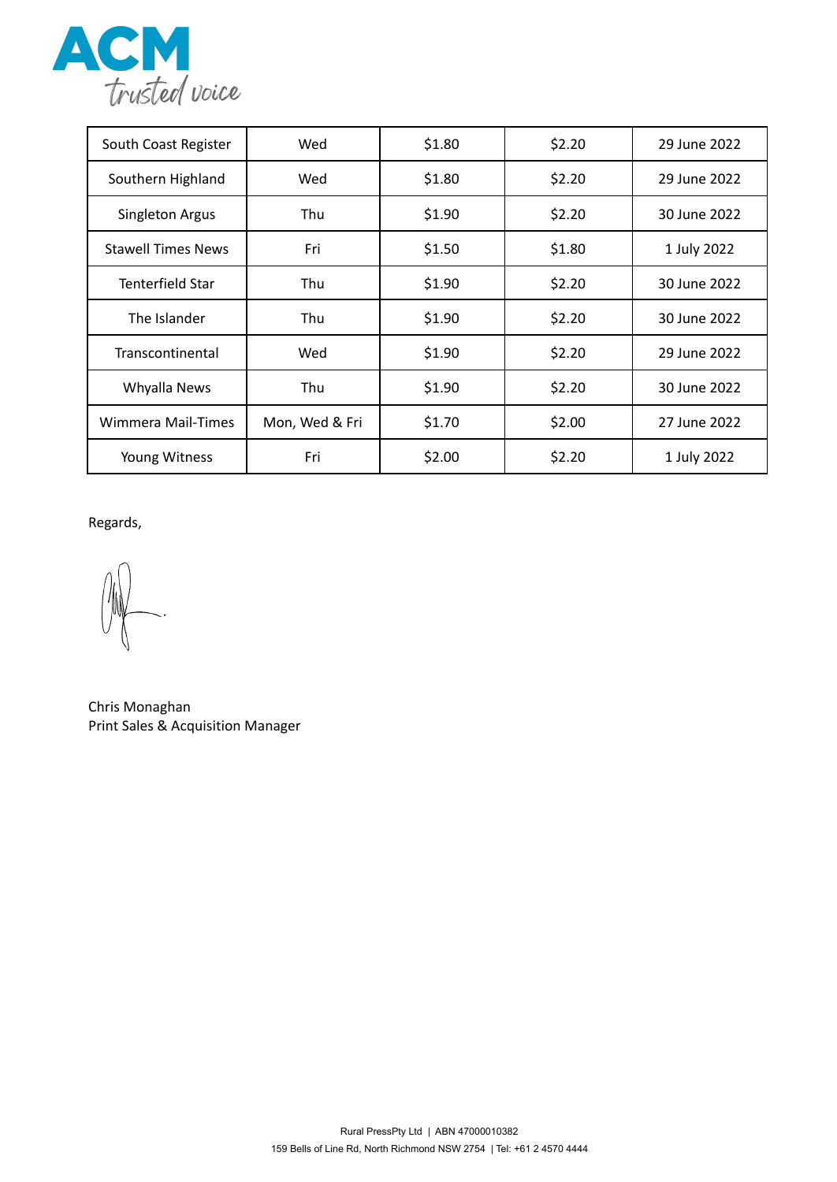| | | | | |
|---|---|---|---|---|
| South Coast Register | Wed | $1.80 | $2.20 | 29 June 2022 |
| Southern Highland | Wed | $1.80 | $2.20 | 29 June 2022 |
| Singleton Argus | Thu | $1.90 | $2.20 | 30 June 2022 |
| Stawell Times News | Fri | $1.50 | $1.80 | 1 July 2022 |
| Tenterfield Star | Thu | $1.90 | $2.20 | 30 June 2022 |
| The Islander | Thu | $1.90 | $2.20 | 30 June 2022 |
| Transcontinental | Wed | $1.90 | $2.20 | 29 June 2022 |
| Whyalla News | Thu | $1.90 | $2.20 | 30 June 2022 |
| Wimmera Mail-Times | Mon, Wed & Fri | $1.70 | $2.00 | 27 June 2022 |
| Young Witness | Fri | $2.00 | $2.20 | 1 July 2022 |

Regards,

Chris Monaghan
Print Sales & Acquisition Manager

Rural PressPty Ltd | ABN 47000010382
159 Bells of Line Rd, North Richmond NSW 2754 | Tel: +61 2 4570 4444